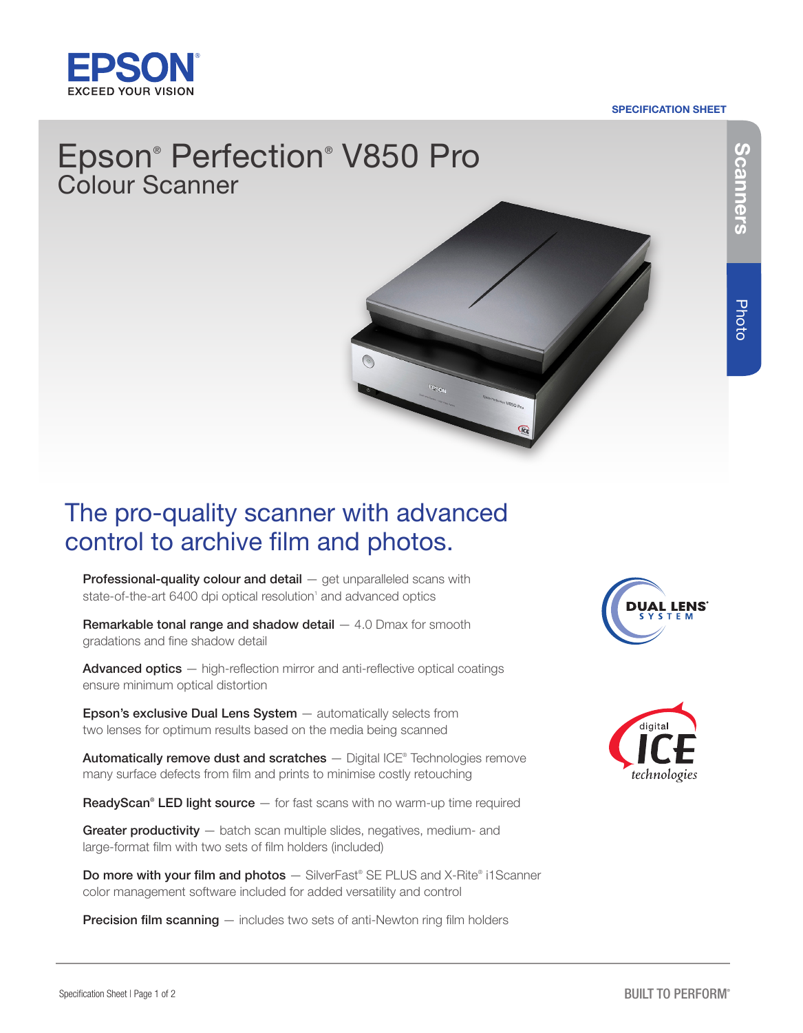SPECIFICATION SHEET

# Epson® Perfection® V850 Pro

## Colour Scanner

Scanners | Photo

## The pro-quality scanner with advanced control to archive film and photos.

**Professional-quality colour and detail** — get unparalleled scans with state-of-the-art 6400 dpi optical resolution[1] and advanced optics

**Remarkable tonal range and shadow detail** — 4.0 Dmax for smooth gradations and fine shadow detail

**Advanced optics** — high-reflection mirror and anti-reflective optical coatings ensure minimum optical distortion

**Epson's exclusive Dual Lens System** — automatically selects from two lenses for optimum results based on the media being scanned

**Automatically remove dust and scratches** — Digital ICE® Technologies remove many surface defects from film and prints to minimise costly retouching

**ReadyScan® LED light source** — for fast scans with no warm-up time required

**Greater productivity** — batch scan multiple slides, negatives, medium- and large-format film with two sets of film holders (included)

**Do more with your film and photos** — SilverFast® SE PLUS and X-Rite® i1Scanner color management software included for added versatility and control

**Precision film scanning** — includes two sets of anti-Newton ring film holders

DUAL LENS® SYSTEM

digital ICE technologies

BUILT TO PERFORM®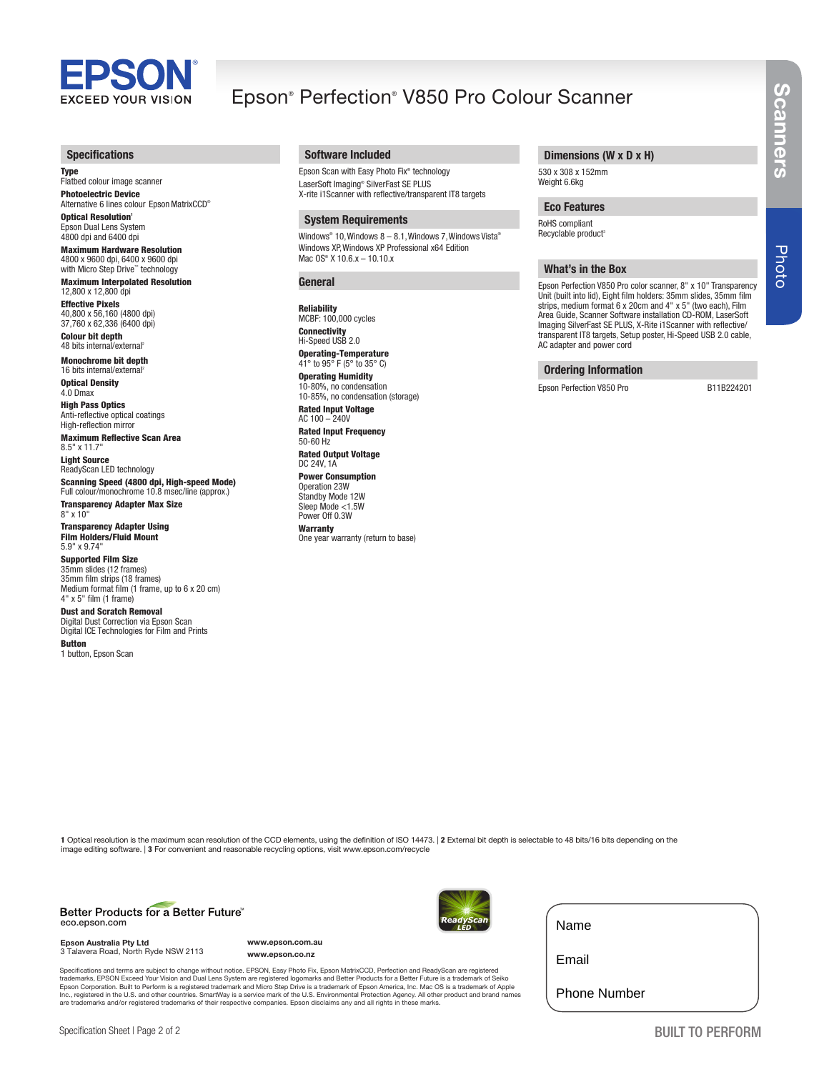EPSON
EXCEED YOUR VISION

# Epson® Perfection® V850 Pro Colour Scanner

Scanners

Photo

## Specifications

**Type**
Flatbed colour image scanner

**Photoelectric Device**
Alternative 6 lines colour Epson MatrixCCD®

**Optical Resolution**[1]
Epson Dual Lens System
4800 dpi and 6400 dpi

**Maximum Hardware Resolution**
4800 x 9600 dpi, 6400 x 9600 dpi
with Micro Step Drive™ technology

**Maximum Interpolated Resolution**
12,800 x 12,800 dpi

**Effective Pixels**
40,800 x 56,160 (4800 dpi)
37,760 x 62,336 (6400 dpi)

**Colour bit depth**
48 bits internal/external[2]

**Monochrome bit depth**
16 bits internal/external[2]

**Optical Density**
4.0 Dmax

**High Pass Optics**
Anti-reflective optical coatings
High-reflection mirror

**Maximum Reflective Scan Area**
8.5" x 11.7"

**Light Source**
ReadyScan LED technology

**Scanning Speed (4800 dpi, High-speed Mode)**
Full colour/monochrome 10.8 msec/line (approx.)

**Transparency Adapter Max Size**
8" x 10"

**Transparency Adapter Using Film Holders/Fluid Mount**
5.9" x 9.74"

**Supported Film Size**
35mm slides (12 frames)
35mm film strips (18 frames)
Medium format film (1 frame, up to 6 x 20 cm)
4" x 5" film (1 frame)

**Dust and Scratch Removal**
Digital Dust Correction via Epson Scan
Digital ICE Technologies for Film and Prints

**Button**
1 button, Epson Scan

## Software Included

Epson Scan with Easy Photo Fix® technology
LaserSoft Imaging® SilverFast SE PLUS
X-rite i1Scanner with reflective/transparent IT8 targets

## System Requirements

Windows® 10, Windows 8 – 8.1, Windows 7, Windows Vista®
Windows XP, Windows XP Professional x64 Edition
Mac OS® X 10.6.x – 10.10.x

## General

**Reliability**
MCBF: 100,000 cycles

**Connectivity**
Hi-Speed USB 2.0

**Operating-Temperature**
41° to 95° F (5° to 35° C)

**Operating Humidity**
10-80%, no condensation
10-85%, no condensation (storage)

**Rated Input Voltage**
AC 100 – 240V

**Rated Input Frequency**
50-60 Hz

**Rated Output Voltage**
DC 24V, 1A

**Power Consumption**
Operation 23W
Standby Mode 12W
Sleep Mode <1.5W
Power Off 0.3W

**Warranty**
One year warranty (return to base)

## Dimensions (W x D x H)

530 x 308 x 152mm
Weight 6.6kg

## Eco Features

RoHS compliant
Recyclable product[3]

## What's in the Box

Epson Perfection V850 Pro color scanner, 8" x 10" Transparency Unit (built into lid), Eight film holders: 35mm slides, 35mm film strips, medium format 6 x 20cm and 4" x 5" (two each), Film Area Guide, Scanner Software installation CD-ROM, LaserSoft Imaging SilverFast SE PLUS, X-Rite i1Scanner with reflective/transparent IT8 targets, Setup poster, Hi-Speed USB 2.0 cable, AC adapter and power cord

## Ordering Information

| | |
|---|---|
| Epson Perfection V850 Pro | B11B224201 |

**1** Optical resolution is the maximum scan resolution of the CCD elements, using the definition of ISO 14473. | **2** External bit depth is selectable to 48 bits/16 bits depending on the image editing software. | **3** For convenient and reasonable recycling options, visit www.epson.com/recycle

Better Products for a Better Future™
eco.epson.com

ReadyScan LED

**Epson Australia Pty Ltd**
3 Talavera Road, North Ryde NSW 2113

**www.epson.com.au**
**www.epson.co.nz**

Name

Email

Phone Number

Specifications and terms are subject to change without notice. EPSON, Easy Photo Fix, Epson MatrixCCD, Perfection and ReadyScan are registered trademarks, EPSON Exceed Your Vision and Dual Lens System are registered logomarks and Better Products for a Better Future is a trademark of Seiko Epson Corporation. Built to Perform is a registered trademark and Micro Step Drive is a trademark of Epson America, Inc. Mac OS is a trademark of Apple Inc., registered in the U.S. and other countries. SmartWay is a service mark of the U.S. Environmental Protection Agency. All other product and brand names are trademarks and/or registered trademarks of their respective companies. Epson disclaims any and all rights in these marks.

BUILT TO PERFORM